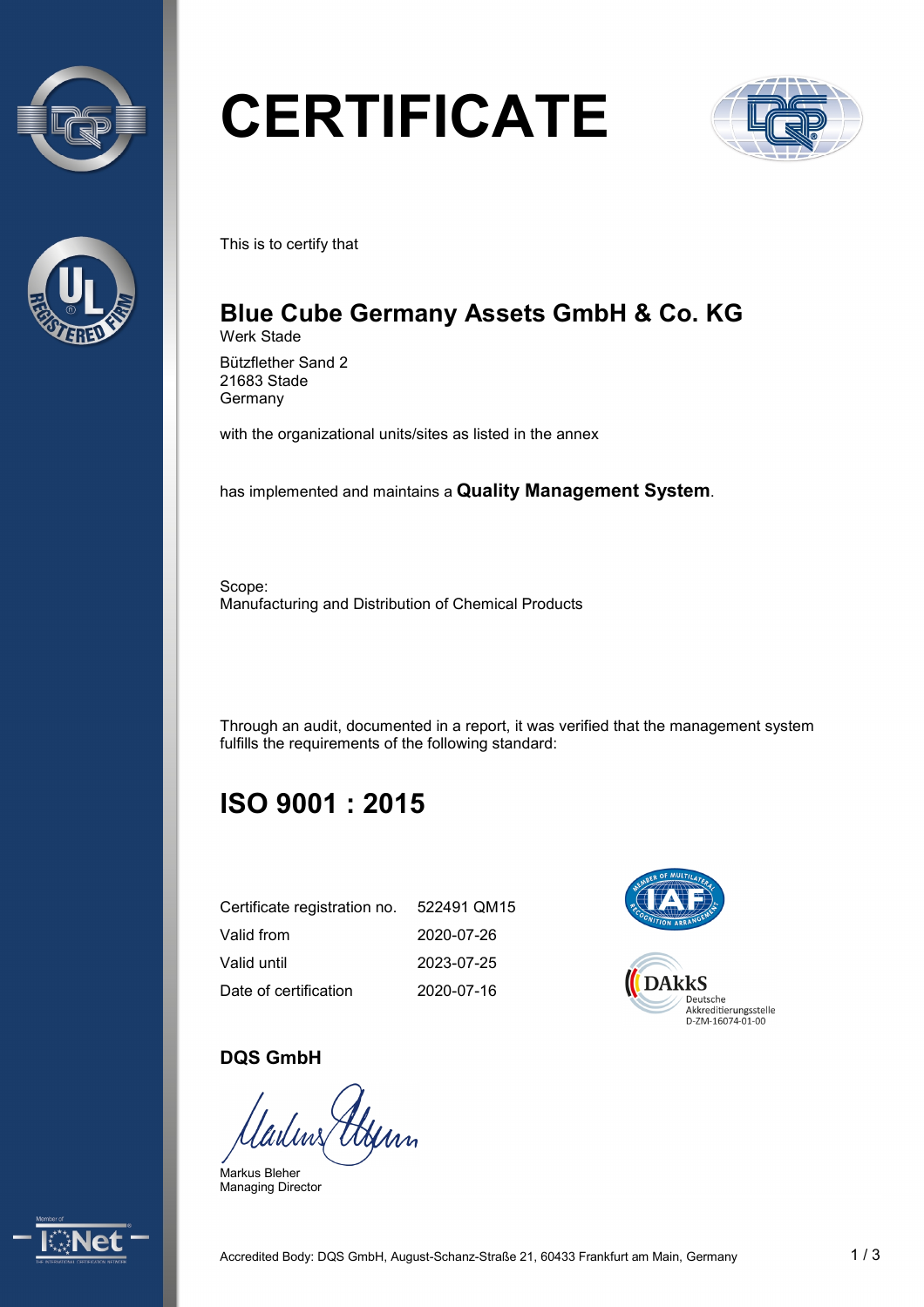# CERTIFICATE

This is to certify that

## Blue Cube Germany Assets GmbH & Co. KG

Werk Stade

Bützflether Sand 2
21683 Stade
Germany

with the organizational units/sites as listed in the annex

has implemented and maintains a **Quality Management System**.

Scope:
Manufacturing and Distribution of Chemical Products

Through an audit, documented in a report, it was verified that the management system fulfills the requirements of the following standard:

## ISO 9001 : 2015

| | |
|---|---|
| Certificate registration no. | 522491 QM15 |
| Valid from | 2020-07-26 |
| Valid until | 2023-07-25 |
| Date of certification | 2020-07-16 |

DAkkS
Deutsche
Akkreditierungsstelle
D-ZM-16074-01-00

**DQS GmbH**

Markus Bleher
Managing Director

Accredited Body: DQS GmbH, August-Schanz-Straße 21, 60433 Frankfurt am Main, Germany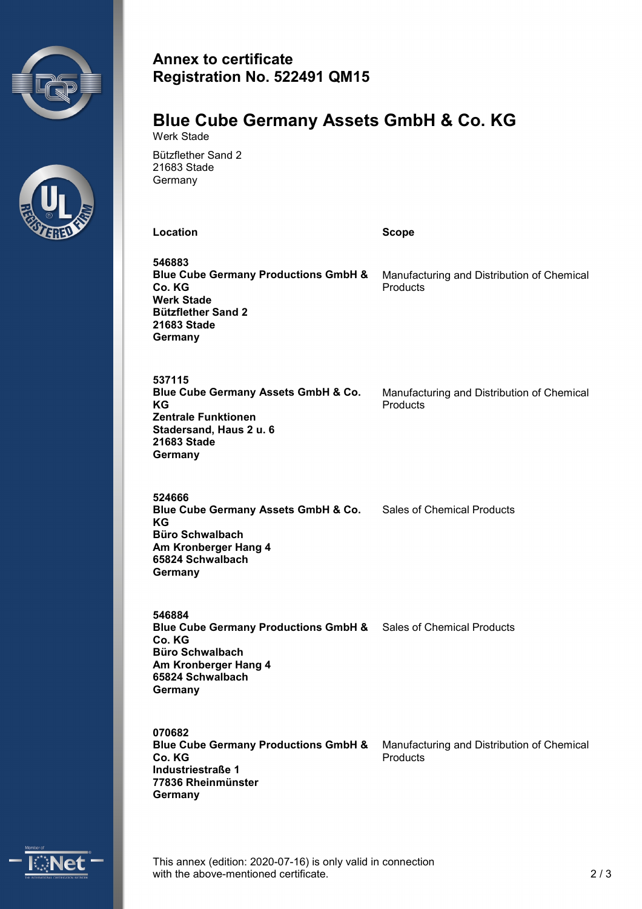**Annex to certificate**
**Registration No. 522491 QM15**

# Blue Cube Germany Assets GmbH & Co. KG

Werk Stade

Bützflether Sand 2
21683 Stade
Germany

| Location | Scope |
| --- | --- |
| **546883**<br>**Blue Cube Germany Productions GmbH & Co. KG**<br>**Werk Stade**<br>**Bützflether Sand 2**<br>**21683 Stade**<br>**Germany** | Manufacturing and Distribution of Chemical Products |
| **537115**<br>**Blue Cube Germany Assets GmbH & Co. KG**<br>**Zentrale Funktionen**<br>**Stadersand, Haus 2 u. 6**<br>**21683 Stade**<br>**Germany** | Manufacturing and Distribution of Chemical Products |
| **524666**<br>**Blue Cube Germany Assets GmbH & Co. KG**<br>**Büro Schwalbach**<br>**Am Kronberger Hang 4**<br>**65824 Schwalbach**<br>**Germany** | Sales of Chemical Products |
| **546884**<br>**Blue Cube Germany Productions GmbH & Co. KG**<br>**Büro Schwalbach**<br>**Am Kronberger Hang 4**<br>**65824 Schwalbach**<br>**Germany** | Sales of Chemical Products |
| **070682**<br>**Blue Cube Germany Productions GmbH & Co. KG**<br>**Industriestraße 1**<br>**77836 Rheinmünster**<br>**Germany** | Manufacturing and Distribution of Chemical Products |

This annex (edition: 2020-07-16) is only valid in connection with the above-mentioned certificate.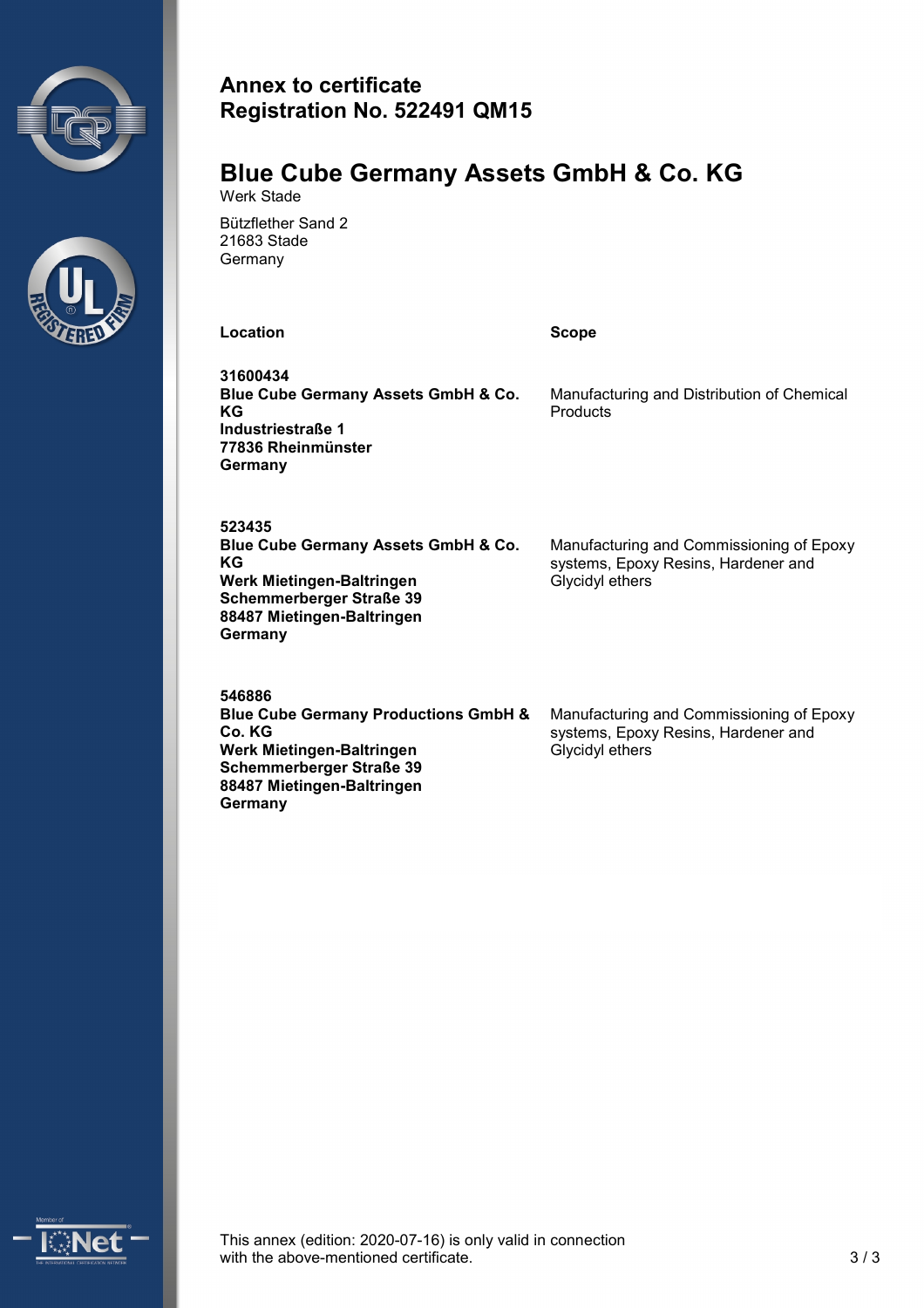**Annex to certificate**
**Registration No. 522491 QM15**

# Blue Cube Germany Assets GmbH & Co. KG

Werk Stade

Bützflether Sand 2
21683 Stade
Germany

| Location | Scope |
| --- | --- |
| **31600434**<br>**Blue Cube Germany Assets GmbH & Co. KG**<br>**Industriestraße 1**<br>**77836 Rheinmünster**<br>**Germany** | Manufacturing and Distribution of Chemical Products |
| **523435**<br>**Blue Cube Germany Assets GmbH & Co. KG**<br>**Werk Mietingen-Baltringen**<br>**Schemmerberger Straße 39**<br>**88487 Mietingen-Baltringen**<br>**Germany** | Manufacturing and Commissioning of Epoxy systems, Epoxy Resins, Hardener and Glycidyl ethers |
| **546886**<br>**Blue Cube Germany Productions GmbH & Co. KG**<br>**Werk Mietingen-Baltringen**<br>**Schemmerberger Straße 39**<br>**88487 Mietingen-Baltringen**<br>**Germany** | Manufacturing and Commissioning of Epoxy systems, Epoxy Resins, Hardener and Glycidyl ethers |

This annex (edition: 2020-07-16) is only valid in connection with the above-mentioned certificate.